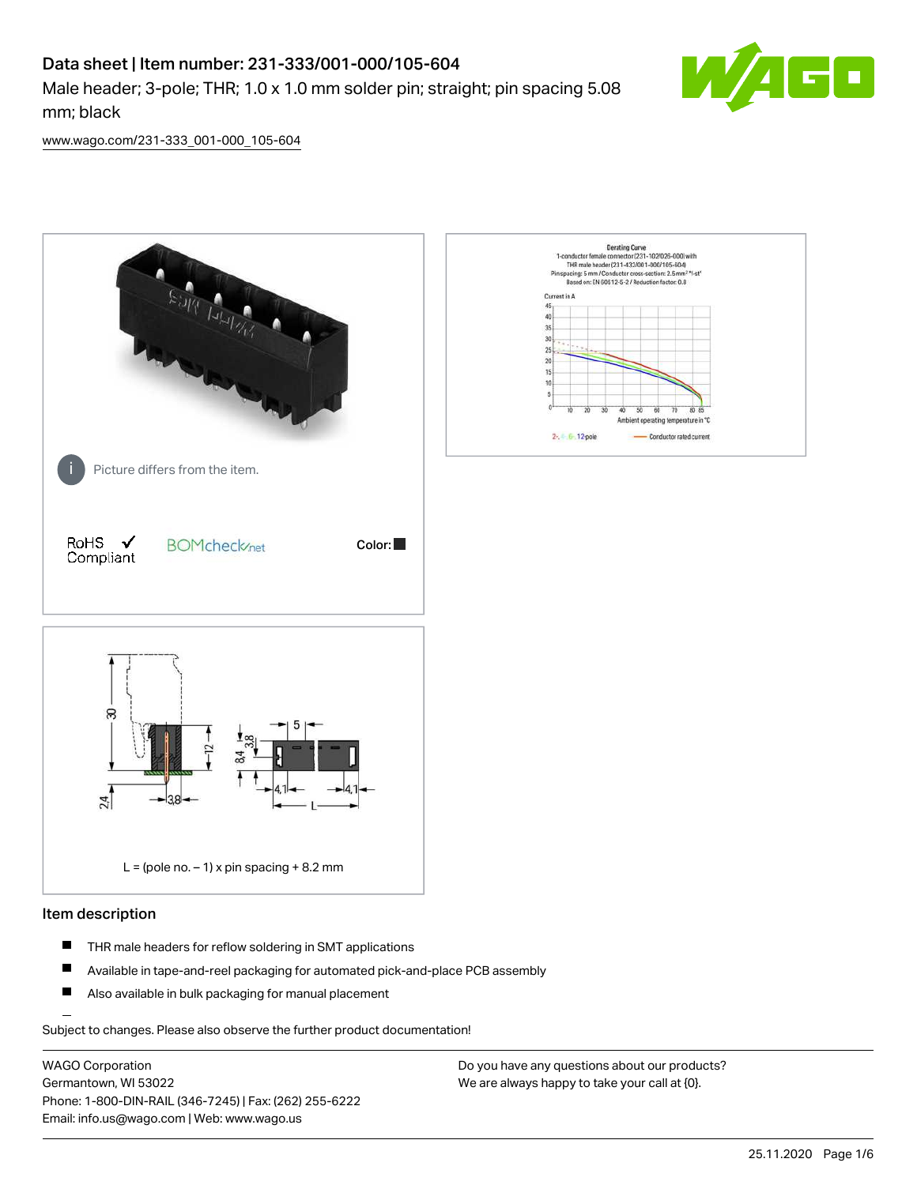# Data sheet | Item number: 231-333/001-000/105-604

Male header; 3-pole; THR; 1.0 x 1.0 mm solder pin; straight; pin spacing 5.08 mm; black

www.wago.com/231-333_001-000_105-604

Picture differs from the item.

RoHS Compliant

BOMcheck.net

Color:

Derating Curve
1-conductor female connector (231-102/026-000) with
THR male header (231-433/001-000/105-604)
Pin spacing: 5 mm / Conductor cross-section: 2.5 mm² "f-st"
Based on: EN 60512-5-2 / Reduction factor: 0.8

Current in A
45
40
35
30
25
20
15
10
5
0
10 20 30 40 50 60 70 80 85
Ambient operating temperature in °C

2-, 4-, 6-, 12-pole
Conductor rated current

30
12
2.4
3.8
5
3.8
8.4
4.1
4.1
L

L = (pole no. – 1) x pin spacing + 8.2 mm

## Item description

- THR male headers for reflow soldering in SMT applications
- Available in tape-and-reel packaging for automated pick-and-place PCB assembly
- Also available in bulk packaging for manual placement

Subject to changes. Please also observe the further product documentation!

WAGO Corporation
Germantown, WI 53022
Phone: 1-800-DIN-RAIL (346-7245) | Fax: (262) 255-6222
Email: info.us@wago.com | Web: www.wago.us

Do you have any questions about our products?
We are always happy to take your call at {0}.

25.11.2020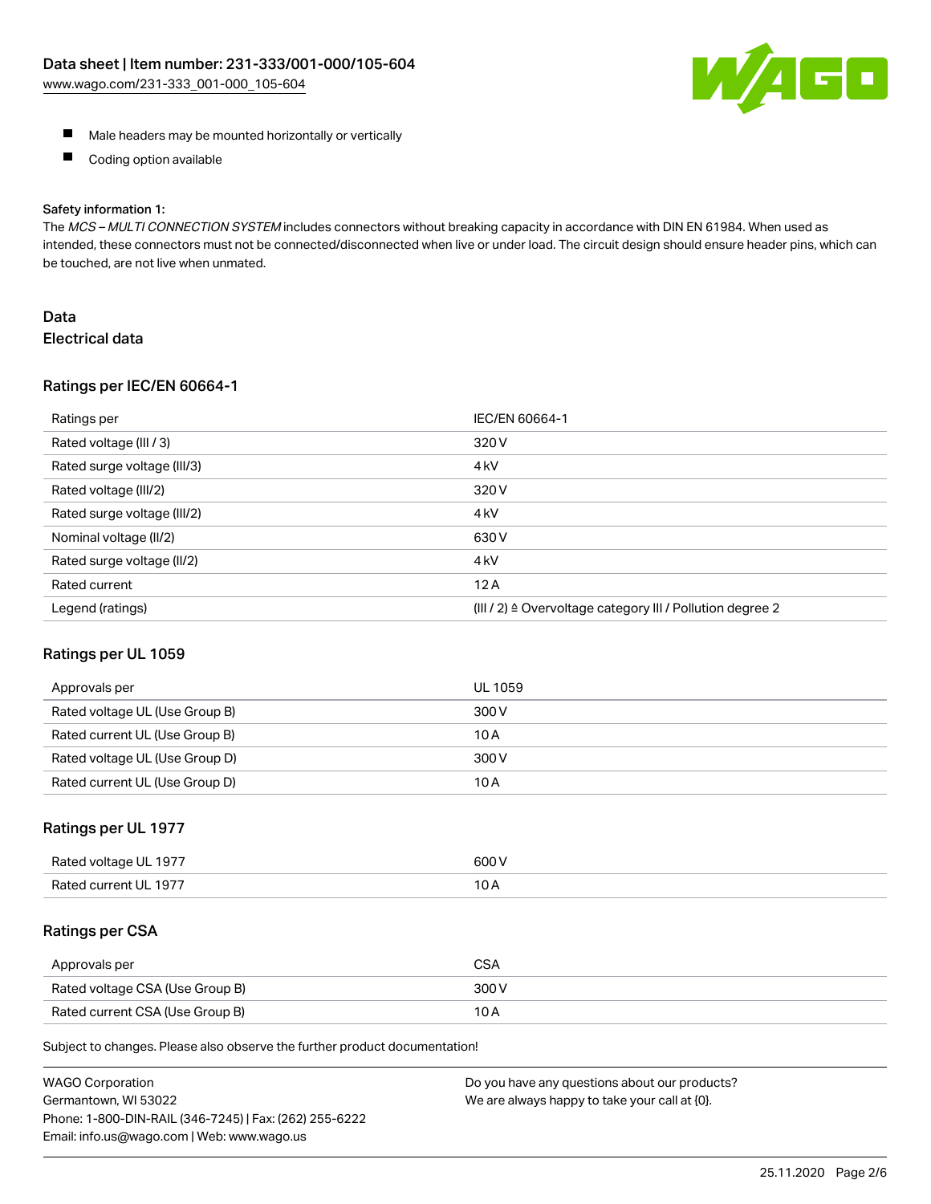- Male headers may be mounted horizontally or vertically
- Coding option available

Safety information 1:
The *MCS – MULTI CONNECTION SYSTEM* includes connectors without breaking capacity in accordance with DIN EN 61984. When used as intended, these connectors must not be connected/disconnected when live or under load. The circuit design should ensure header pins, which can be touched, are not live when unmated.

## Data
### Electrical data

#### Ratings per IEC/EN 60664-1

| | |
|---|---|
| Ratings per | IEC/EN 60664-1 |
| Rated voltage (III / 3) | 320 V |
| Rated surge voltage (III/3) | 4 kV |
| Rated voltage (III/2) | 320 V |
| Rated surge voltage (III/2) | 4 kV |
| Nominal voltage (II/2) | 630 V |
| Rated surge voltage (II/2) | 4 kV |
| Rated current | 12 A |
| Legend (ratings) | (III / 2) ≙ Overvoltage category III / Pollution degree 2 |

#### Ratings per UL 1059

| | |
|---|---|
| Approvals per | UL 1059 |
| Rated voltage UL (Use Group B) | 300 V |
| Rated current UL (Use Group B) | 10 A |
| Rated voltage UL (Use Group D) | 300 V |
| Rated current UL (Use Group D) | 10 A |

#### Ratings per UL 1977

| | |
|---|---|
| Rated voltage UL 1977 | 600 V |
| Rated current UL 1977 | 10 A |

#### Ratings per CSA

| | |
|---|---|
| Approvals per | CSA |
| Rated voltage CSA (Use Group B) | 300 V |
| Rated current CSA (Use Group B) | 10 A |

Subject to changes. Please also observe the further product documentation!

WAGO Corporation
Germantown, WI 53022
Phone: 1-800-DIN-RAIL (346-7245) | Fax: (262) 255-6222
Email: info.us@wago.com | Web: www.wago.us

Do you have any questions about our products?
We are always happy to take your call at {0}.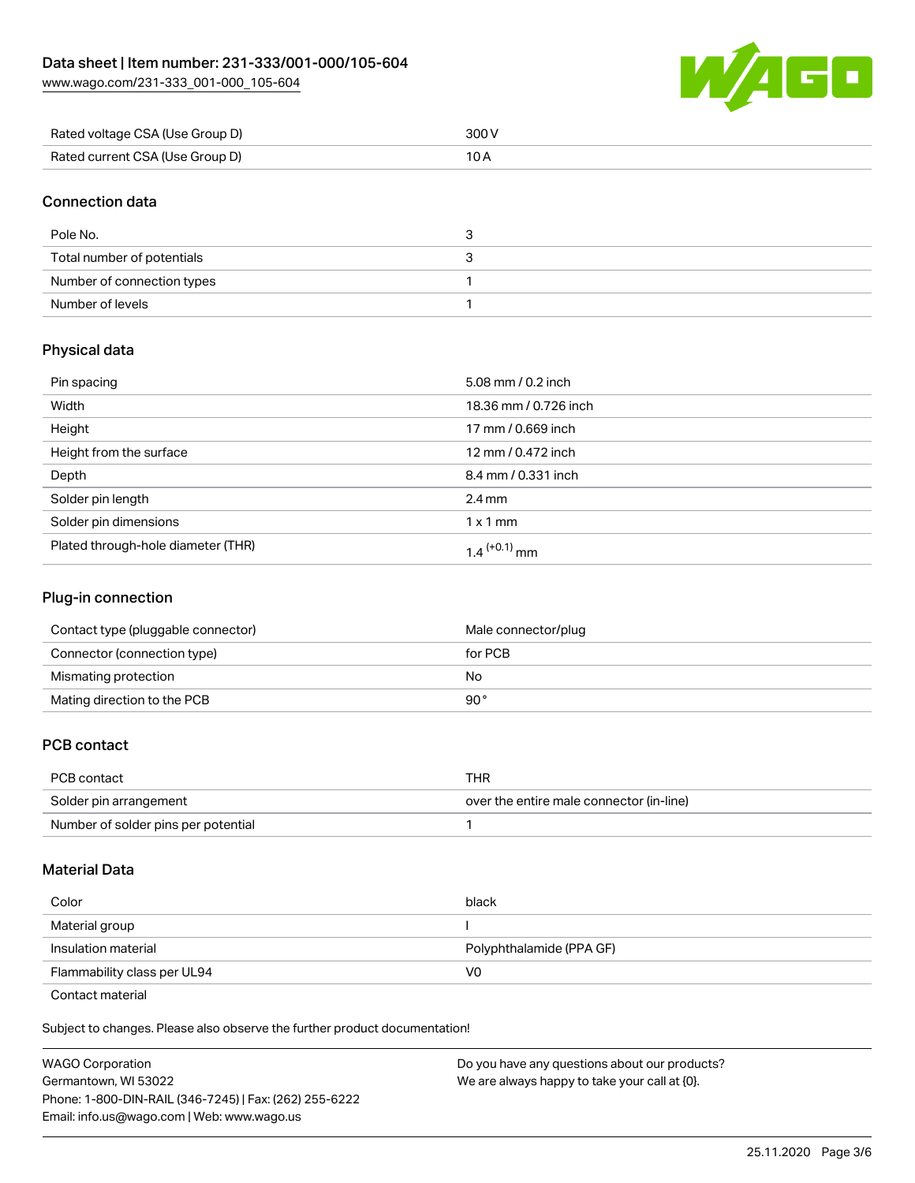| Rated voltage CSA (Use Group D) | 300 V |
| --- | --- |
| Rated current CSA (Use Group D) | 10 A |

## Connection data

| Pole No. | 3 |
| --- | --- |
| Total number of potentials | 3 |
| Number of connection types | 1 |
| Number of levels | 1 |

## Physical data

| Pin spacing | 5.08 mm / 0.2 inch |
| --- | --- |
| Width | 18.36 mm / 0.726 inch |
| Height | 17 mm / 0.669 inch |
| Height from the surface | 12 mm / 0.472 inch |
| Depth | 8.4 mm / 0.331 inch |
| Solder pin length | 2.4 mm |
| Solder pin dimensions | 1 x 1 mm |
| Plated through-hole diameter (THR) | $1.4^{(+0.1)}$ mm |

## Plug-in connection

| Contact type (pluggable connector) | Male connector/plug |
| --- | --- |
| Connector (connection type) | for PCB |
| Mismating protection | No |
| Mating direction to the PCB | 90 ° |

## PCB contact

| PCB contact | THR |
| --- | --- |
| Solder pin arrangement | over the entire male connector (in-line) |
| Number of solder pins per potential | 1 |

## Material Data

| Color | black |
| --- | --- |
| Material group | I |
| Insulation material | Polyphthalamide (PPA GF) |
| Flammability class per UL94 | V0 |
| Contact material | |

Subject to changes. Please also observe the further product documentation!

WAGO Corporation
Germantown, WI 53022
Phone: 1-800-DIN-RAIL (346-7245) | Fax: (262) 255-6222
Email: info.us@wago.com | Web: www.wago.us

Do you have any questions about our products?
We are always happy to take your call at {0}.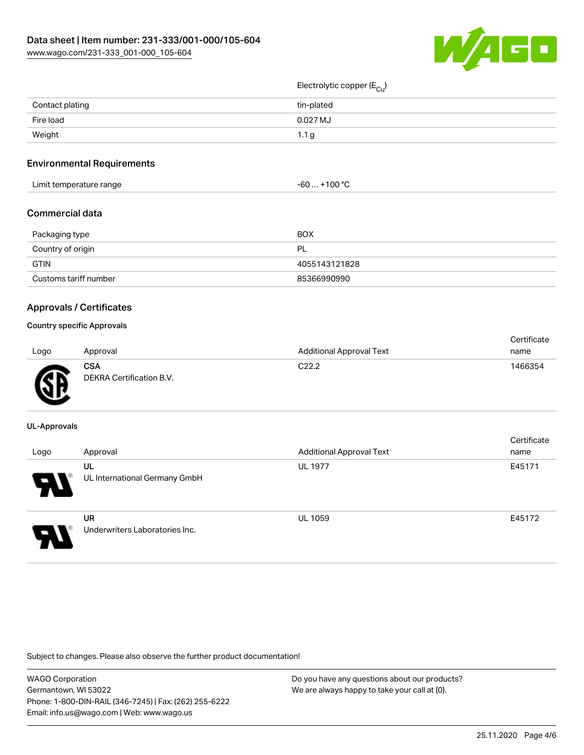| | |
|---|---|
| | Electrolytic copper ($E_{Cu}$) |
| Contact plating | tin-plated |
| Fire load | 0.027 MJ |
| Weight | 1.1 g |

## Environmental Requirements

| | |
|---|---|
| Limit temperature range | -60 … +100 °C |

## Commercial data

| | |
|---|---|
| Packaging type | BOX |
| Country of origin | PL |
| GTIN | 4055143121828 |
| Customs tariff number | 85366990990 |

## Approvals / Certificates

### Country specific Approvals

| Logo | Approval | Additional Approval Text | Certificate name |
|---|---|---|---|
| | **CSA** DEKRA Certification B.V. | C22.2 | 1466354 |

### UL-Approvals

| Logo | Approval | Additional Approval Text | Certificate name |
|---|---|---|---|
| | **UL** UL International Germany GmbH | UL 1977 | E45171 |
| | **UR** Underwriters Laboratories Inc. | UL 1059 | E45172 |

Subject to changes. Please also observe the further product documentation!

WAGO Corporation
Germantown, WI 53022
Phone: 1-800-DIN-RAIL (346-7245) | Fax: (262) 255-6222
Email: info.us@wago.com | Web: www.wago.us

Do you have any questions about our products?
We are always happy to take your call at {0}.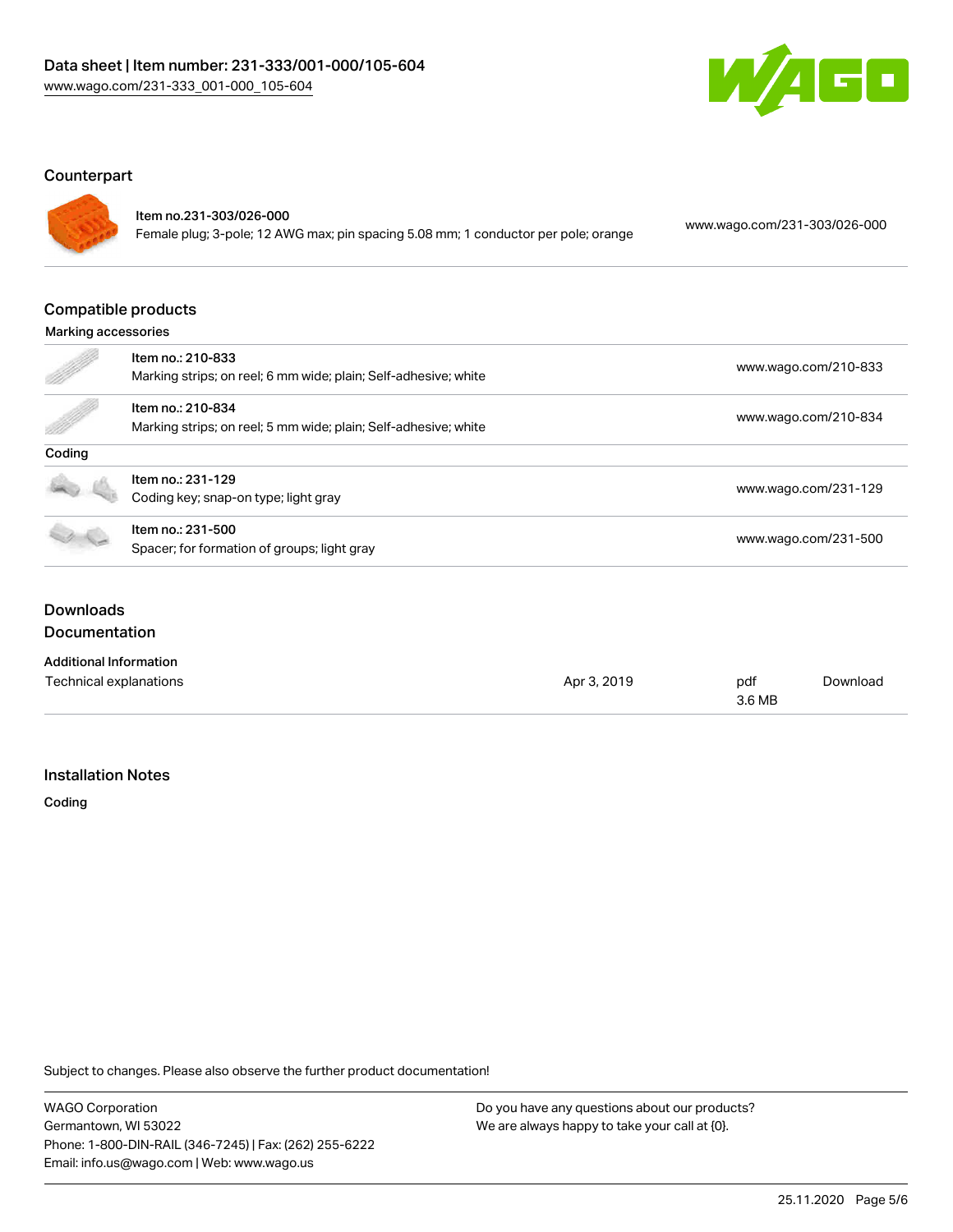## Counterpart

| | | |
|---|---|---|
| | Item no.231-303/026-000<br>Female plug; 3-pole; 12 AWG max; pin spacing 5.08 mm; 1 conductor per pole; orange | www.wago.com/231-303/026-000 |

## Compatible products

### Marking accessories

| | | |
|---|---|---|
| | Item no.: 210-833<br>Marking strips; on reel; 6 mm wide; plain; Self-adhesive; white | www.wago.com/210-833 |
| | Item no.: 210-834<br>Marking strips; on reel; 5 mm wide; plain; Self-adhesive; white | www.wago.com/210-834 |

### Coding

| | | |
|---|---|---|
| | Item no.: 231-129<br>Coding key; snap-on type; light gray | www.wago.com/231-129 |
| | Item no.: 231-500<br>Spacer; for formation of groups; light gray | www.wago.com/231-500 |

## Downloads

### Documentation

#### Additional Information

| | | | |
|---|---|---|---|
| Technical explanations | Apr 3, 2019 | pdf<br>3.6 MB | Download |

## Installation Notes

Coding

Subject to changes. Please also observe the further product documentation!

WAGO Corporation
Germantown, WI 53022
Phone: 1-800-DIN-RAIL (346-7245) | Fax: (262) 255-6222
Email: info.us@wago.com | Web: www.wago.us

Do you have any questions about our products?
We are always happy to take your call at {0}.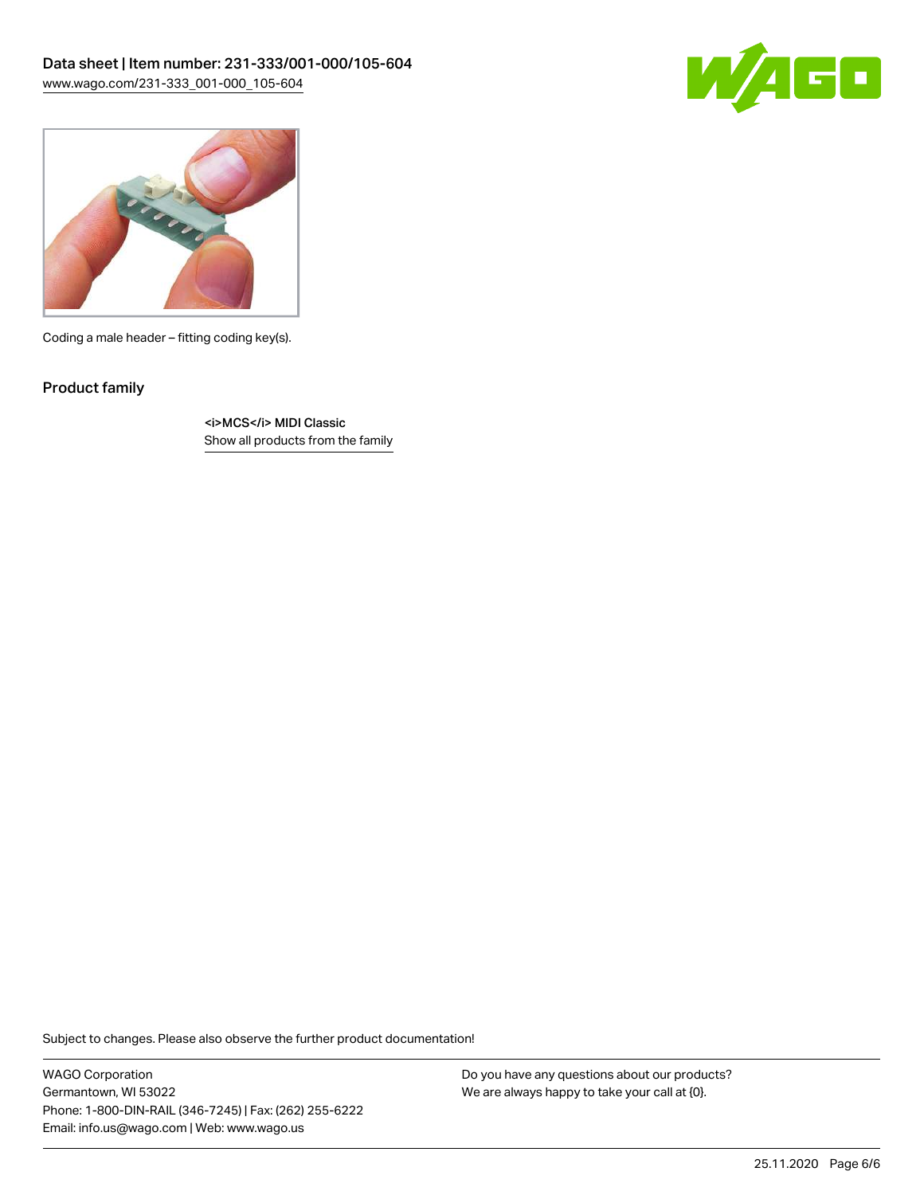Coding a male header – fitting coding key(s).

## Product family

<i>MCS</i> MIDI Classic
Show all products from the family

Subject to changes. Please also observe the further product documentation!

WAGO Corporation
Germantown, WI 53022
Phone: 1-800-DIN-RAIL (346-7245) | Fax: (262) 255-6222
Email: info.us@wago.com | Web: www.wago.us

Do you have any questions about our products?
We are always happy to take your call at {0}.